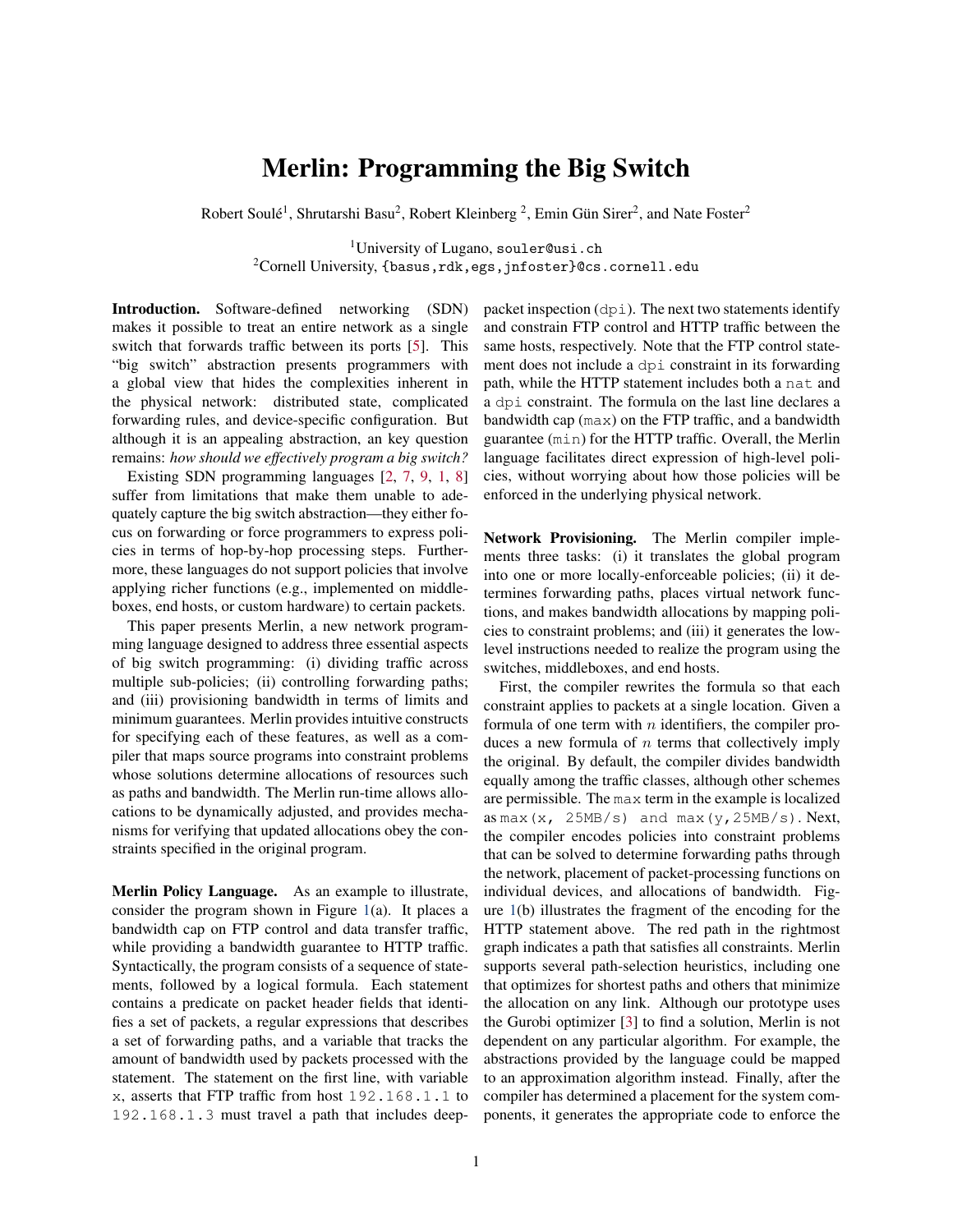# Merlin: Programming the Big Switch

Robert Soulé[1], Shrutarshi Basu[2], Robert Kleinberg[2], Emin Gün Sirer[2], and Nate Foster[2]

[1]University of Lugano, souler@usi.ch
[2]Cornell University, {basus,rdk,egs,jnfoster}@cs.cornell.edu

**Introduction.** Software-defined networking (SDN) makes it possible to treat an entire network as a single switch that forwards traffic between its ports [5]. This "big switch" abstraction presents programmers with a global view that hides the complexities inherent in the physical network: distributed state, complicated forwarding rules, and device-specific configuration. But although it is an appealing abstraction, an key question remains: *how should we effectively program a big switch?*

Existing SDN programming languages [2, 7, 9, 1, 8] suffer from limitations that make them unable to adequately capture the big switch abstraction—they either focus on forwarding or force programmers to express policies in terms of hop-by-hop processing steps. Furthermore, these languages do not support policies that involve applying richer functions (e.g., implemented on middleboxes, end hosts, or custom hardware) to certain packets.

This paper presents Merlin, a new network programming language designed to address three essential aspects of big switch programming: (i) dividing traffic across multiple sub-policies; (ii) controlling forwarding paths; and (iii) provisioning bandwidth in terms of limits and minimum guarantees. Merlin provides intuitive constructs for specifying each of these features, as well as a compiler that maps source programs into constraint problems whose solutions determine allocations of resources such as paths and bandwidth. The Merlin run-time allows allocations to be dynamically adjusted, and provides mechanisms for verifying that updated allocations obey the constraints specified in the original program.

**Merlin Policy Language.** As an example to illustrate, consider the program shown in Figure 1(a). It places a bandwidth cap on FTP control and data transfer traffic, while providing a bandwidth guarantee to HTTP traffic. Syntactically, the program consists of a sequence of statements, followed by a logical formula. Each statement contains a predicate on packet header fields that identifies a set of packets, a regular expressions that describes a set of forwarding paths, and a variable that tracks the amount of bandwidth used by packets processed with the statement. The statement on the first line, with variable x, asserts that FTP traffic from host 192.168.1.1 to 192.168.1.3 must travel a path that includes deep-packet inspection (dpi). The next two statements identify and constrain FTP control and HTTP traffic between the same hosts, respectively. Note that the FTP control statement does not include a dpi constraint in its forwarding path, while the HTTP statement includes both a nat and a dpi constraint. The formula on the last line declares a bandwidth cap (max) on the FTP traffic, and a bandwidth guarantee (min) for the HTTP traffic. Overall, the Merlin language facilitates direct expression of high-level policies, without worrying about how those policies will be enforced in the underlying physical network.

**Network Provisioning.** The Merlin compiler implements three tasks: (i) it translates the global program into one or more locally-enforceable policies; (ii) it determines forwarding paths, places virtual network functions, and makes bandwidth allocations by mapping policies to constraint problems; and (iii) it generates the low-level instructions needed to realize the program using the switches, middleboxes, and end hosts.

First, the compiler rewrites the formula so that each constraint applies to packets at a single location. Given a formula of one term with $n$ identifiers, the compiler produces a new formula of $n$ terms that collectively imply the original. By default, the compiler divides bandwidth equally among the traffic classes, although other schemes are permissible. The max term in the example is localized as max(x, 25MB/s) and max(y,25MB/s). Next, the compiler encodes policies into constraint problems that can be solved to determine forwarding paths through the network, placement of packet-processing functions on individual devices, and allocations of bandwidth. Figure 1(b) illustrates the fragment of the encoding for the HTTP statement above. The red path in the rightmost graph indicates a path that satisfies all constraints. Merlin supports several path-selection heuristics, including one that optimizes for shortest paths and others that minimize the allocation on any link. Although our prototype uses the Gurobi optimizer [3] to find a solution, Merlin is not dependent on any particular algorithm. For example, the abstractions provided by the language could be mapped to an approximation algorithm instead. Finally, after the compiler has determined a placement for the system components, it generates the appropriate code to enforce the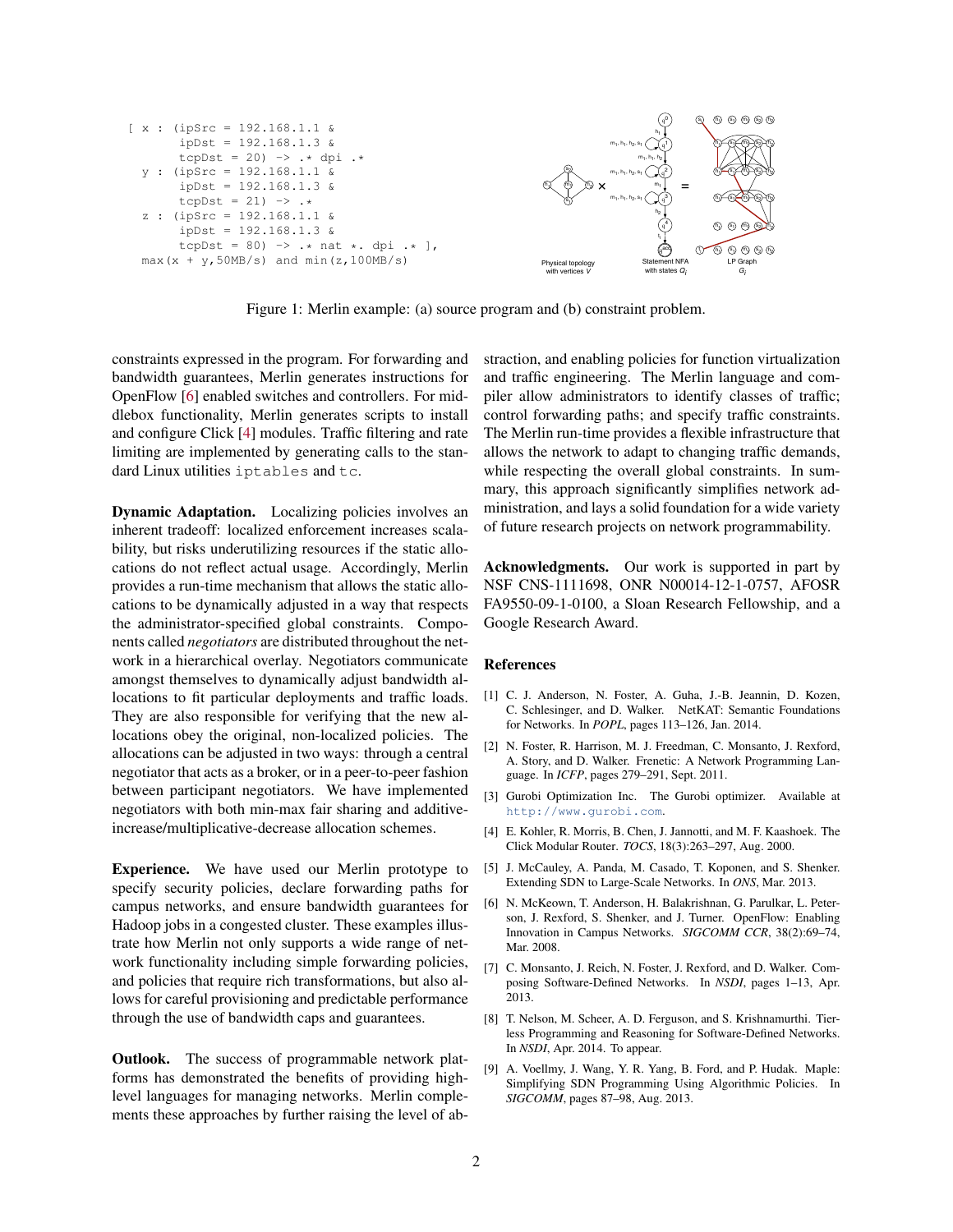```
[ x : (ipSrc = 192.168.1.1 &
       ipDst = 192.168.1.3 &
       tcpDst = 20) -> .* dpi .*
  y : (ipSrc = 192.168.1.1 &
       ipDst = 192.168.1.3 &
       tcpDst = 21) -> .*
  z : (ipSrc = 192.168.1.1 &
       ipDst = 192.168.1.3 &
       tcpDst = 80) -> .* nat *. dpi .* ],
  max(x + y,50MB/s) and min(z,100MB/s)
```

Physical topology with vertices $V$

Statement NFA with states $Q_i$

LP Graph $G_i$

Figure 1: Merlin example: (a) source program and (b) constraint problem.

constraints expressed in the program. For forwarding and bandwidth guarantees, Merlin generates instructions for OpenFlow [6] enabled switches and controllers. For middlebox functionality, Merlin generates scripts to install and configure Click [4] modules. Traffic filtering and rate limiting are implemented by generating calls to the standard Linux utilities `iptables` and `tc`.

**Dynamic Adaptation.** Localizing policies involves an inherent tradeoff: localized enforcement increases scalability, but risks underutilizing resources if the static allocations do not reflect actual usage. Accordingly, Merlin provides a run-time mechanism that allows the static allocations to be dynamically adjusted in a way that respects the administrator-specified global constraints. Components called *negotiators* are distributed throughout the network in a hierarchical overlay. Negotiators communicate amongst themselves to dynamically adjust bandwidth allocations to fit particular deployments and traffic loads. They are also responsible for verifying that the new allocations obey the original, non-localized policies. The allocations can be adjusted in two ways: through a central negotiator that acts as a broker, or in a peer-to-peer fashion between participant negotiators. We have implemented negotiators with both min-max fair sharing and additive-increase/multiplicative-decrease allocation schemes.

**Experience.** We have used our Merlin prototype to specify security policies, declare forwarding paths for campus networks, and ensure bandwidth guarantees for Hadoop jobs in a congested cluster. These examples illustrate how Merlin not only supports a wide range of network functionality including simple forwarding policies, and policies that require rich transformations, but also allows for careful provisioning and predictable performance through the use of bandwidth caps and guarantees.

**Outlook.** The success of programmable network platforms has demonstrated the benefits of providing high-level languages for managing networks. Merlin complements these approaches by further raising the level of abstraction, and enabling policies for function virtualization and traffic engineering. The Merlin language and compiler allow administrators to identify classes of traffic; control forwarding paths; and specify traffic constraints. The Merlin run-time provides a flexible infrastructure that allows the network to adapt to changing traffic demands, while respecting the overall global constraints. In summary, this approach significantly simplifies network administration, and lays a solid foundation for a wide variety of future research projects on network programmability.

**Acknowledgments.** Our work is supported in part by NSF CNS-1111698, ONR N00014-12-1-0757, AFOSR FA9550-09-1-0100, a Sloan Research Fellowship, and a Google Research Award.

## References

[1] C. J. Anderson, N. Foster, A. Guha, J.-B. Jeannin, D. Kozen, C. Schlesinger, and D. Walker. NetKAT: Semantic Foundations for Networks. In *POPL*, pages 113–126, Jan. 2014.

[2] N. Foster, R. Harrison, M. J. Freedman, C. Monsanto, J. Rexford, A. Story, and D. Walker. Frenetic: A Network Programming Language. In *ICFP*, pages 279–291, Sept. 2011.

[3] Gurobi Optimization Inc. The Gurobi optimizer. Available at http://www.gurobi.com.

[4] E. Kohler, R. Morris, B. Chen, J. Jannotti, and M. F. Kaashoek. The Click Modular Router. *TOCS*, 18(3):263–297, Aug. 2000.

[5] J. McCauley, A. Panda, M. Casado, T. Koponen, and S. Shenker. Extending SDN to Large-Scale Networks. In *ONS*, Mar. 2013.

[6] N. McKeown, T. Anderson, H. Balakrishnan, G. Parulkar, L. Peterson, J. Rexford, S. Shenker, and J. Turner. OpenFlow: Enabling Innovation in Campus Networks. *SIGCOMM CCR*, 38(2):69–74, Mar. 2008.

[7] C. Monsanto, J. Reich, N. Foster, J. Rexford, and D. Walker. Composing Software-Defined Networks. In *NSDI*, pages 1–13, Apr. 2013.

[8] T. Nelson, M. Scheer, A. D. Ferguson, and S. Krishnamurthi. Tierless Programming and Reasoning for Software-Defined Networks. In *NSDI*, Apr. 2014. To appear.

[9] A. Voellmy, J. Wang, Y. R. Yang, B. Ford, and P. Hudak. Maple: Simplifying SDN Programming Using Algorithmic Policies. In *SIGCOMM*, pages 87–98, Aug. 2013.